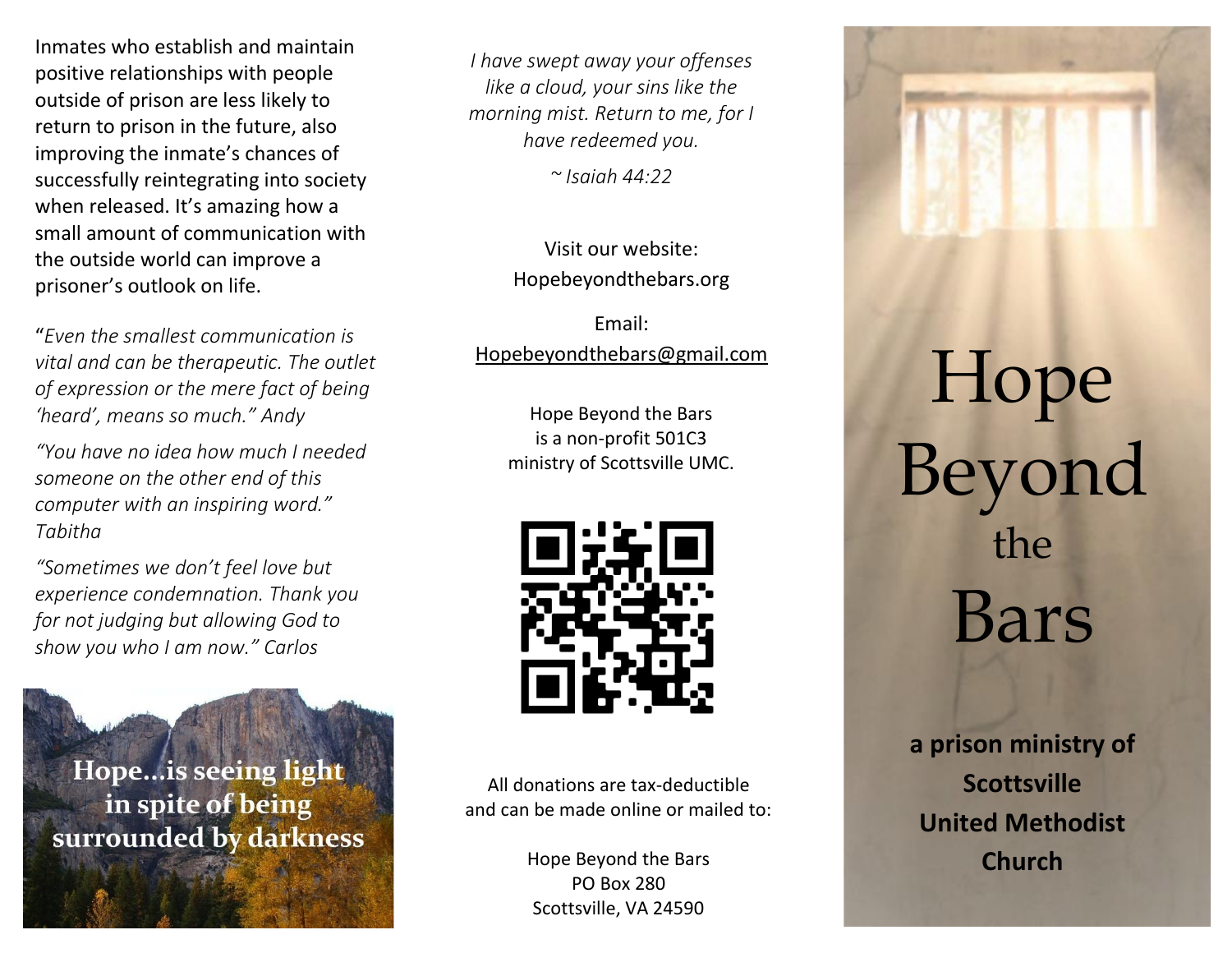Inmates who establish and maintain positive relationships with people outside of prison are less likely to return to prison in the future, also improving the inmate's chances of successfully reintegrating into society when released. It's amazing how a small amount of communication with the outside world can improve a prisoner's outlook on life.

"*Even the smallest communication is vital and can be therapeutic. The outlet of expression or the mere fact of being 'heard', means so much." Andy*

*"You have no idea how much I needed someone on the other end of this computer with an inspiring word." Tabitha*

*"Sometimes we don't feel love but experience condemnation. Thank you for not judging but allowing God to show you who I am now." Carlos*

**Hope…is seeing light in spite of being surrounded by darkness**

*I have swept away your offenses like a cloud, your sins like the morning mist. Return to me, for I have redeemed you.*

*~ Isaiah 44:22*

Visit our website:
Hopebeyondthebars.org

Email:
Hopebeyondthebars@gmail.com

Hope Beyond the Bars
is a non-profit 501C3
ministry of Scottsville UMC.

All donations are tax-deductible and can be made online or mailed to:

Hope Beyond the Bars
PO Box 280
Scottsville, VA 24590

# Hope Beyond the Bars

**a prison ministry of Scottsville United Methodist Church**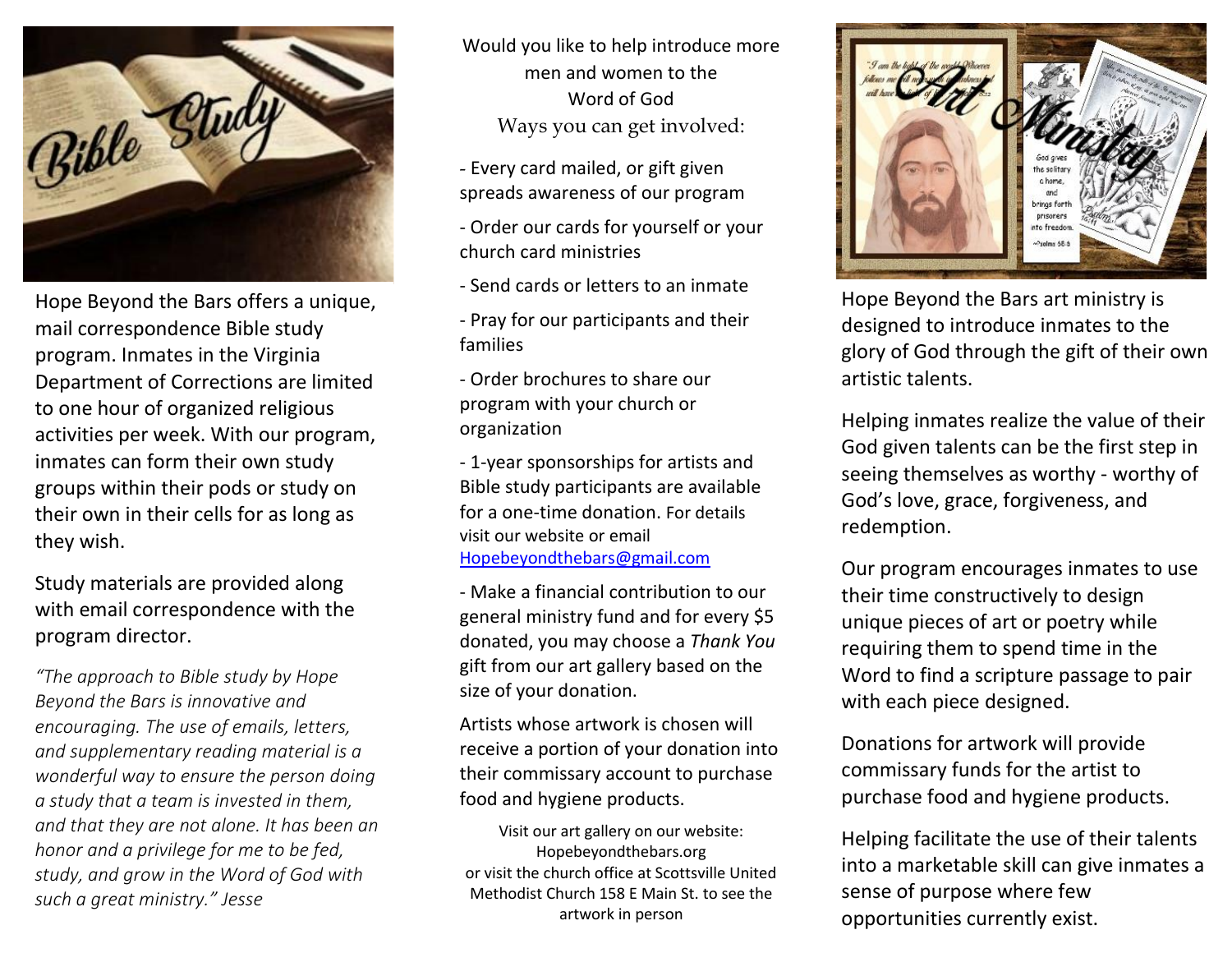Hope Beyond the Bars offers a unique, mail correspondence Bible study program. Inmates in the Virginia Department of Corrections are limited to one hour of organized religious activities per week. With our program, inmates can form their own study groups within their pods or study on their own in their cells for as long as they wish.

Study materials are provided along with email correspondence with the program director.

*"The approach to Bible study by Hope Beyond the Bars is innovative and encouraging. The use of emails, letters, and supplementary reading material is a wonderful way to ensure the person doing a study that a team is invested in them, and that they are not alone. It has been an honor and a privilege for me to be fed, study, and grow in the Word of God with such a great ministry." Jesse*

Would you like to help introduce more men and women to the Word of God

Ways you can get involved:

- Every card mailed, or gift given spreads awareness of our program
- Order our cards for yourself or your church card ministries
- Send cards or letters to an inmate
- Pray for our participants and their families
- Order brochures to share our program with your church or organization
- 1-year sponsorships for artists and Bible study participants are available for a one-time donation. For details visit our website or email Hopebeyondthebars@gmail.com
- Make a financial contribution to our general ministry fund and for every $5 donated, you may choose a *Thank You* gift from our art gallery based on the size of your donation.

Artists whose artwork is chosen will receive a portion of your donation into their commissary account to purchase food and hygiene products.

Visit our art gallery on our website: Hopebeyondthebars.org or visit the church office at Scottsville United Methodist Church 158 E Main St. to see the artwork in person

Hope Beyond the Bars art ministry is designed to introduce inmates to the glory of God through the gift of their own artistic talents.

Helping inmates realize the value of their God given talents can be the first step in seeing themselves as worthy - worthy of God's love, grace, forgiveness, and redemption.

Our program encourages inmates to use their time constructively to design unique pieces of art or poetry while requiring them to spend time in the Word to find a scripture passage to pair with each piece designed.

Donations for artwork will provide commissary funds for the artist to purchase food and hygiene products.

Helping facilitate the use of their talents into a marketable skill can give inmates a sense of purpose where few opportunities currently exist.